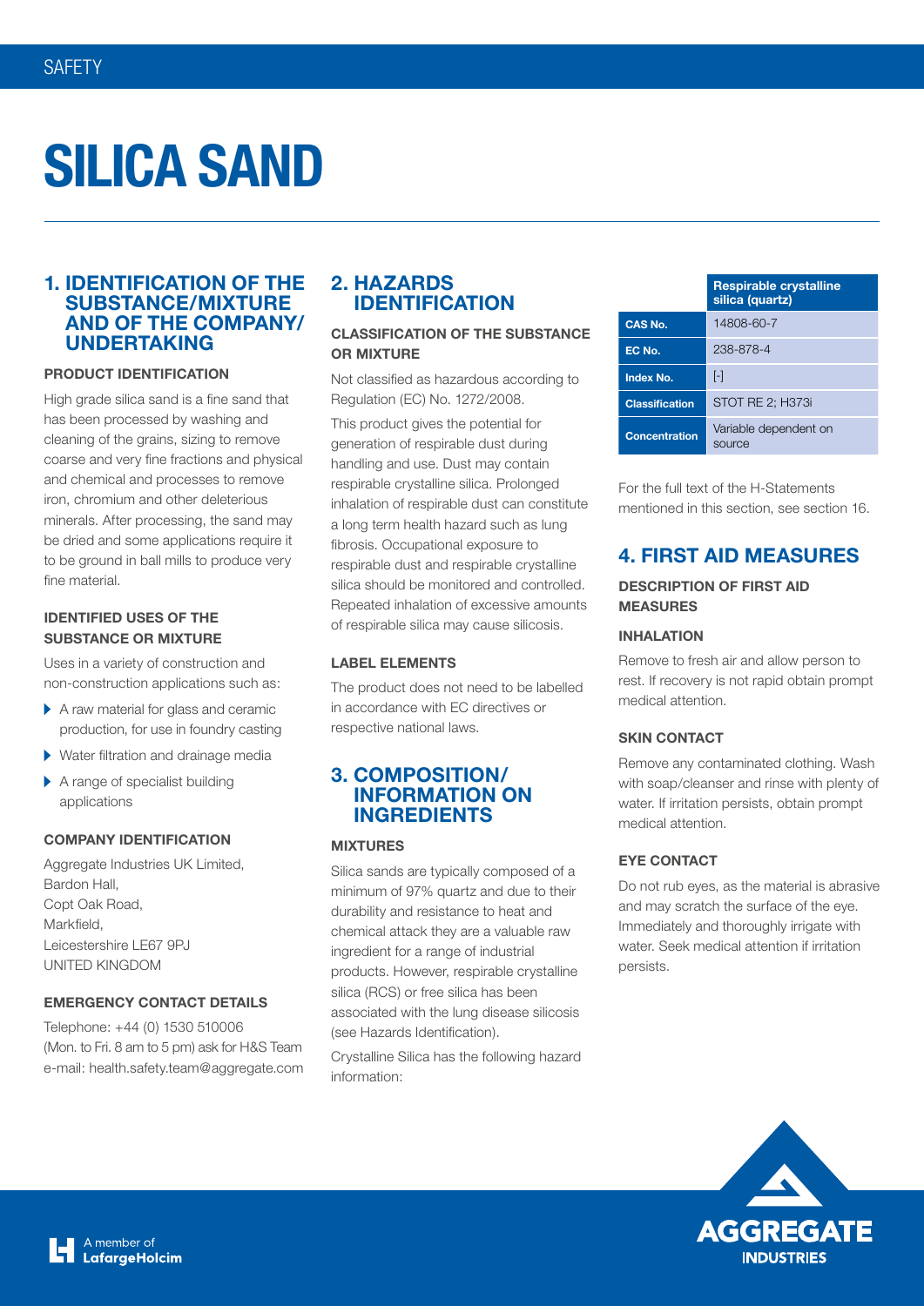# SILICA SAND

## 1. IDENTIFICATION OF THE SUBSTANCE/MIXTURE AND OF THE COMPANY/ UNDERTAKING

### PRODUCT IDENTIFICATION

High grade silica sand is a fine sand that has been processed by washing and cleaning of the grains, sizing to remove coarse and very fine fractions and physical and chemical and processes to remove iron, chromium and other deleterious minerals. After processing, the sand may be dried and some applications require it to be ground in ball mills to produce very fine material.

### IDENTIFIED USES OF THE SUBSTANCE OR MIXTURE

Uses in a variety of construction and non-construction applications such as:

- A raw material for glass and ceramic production, for use in foundry casting
- Water filtration and drainage media
- A range of specialist building applications

### COMPANY IDENTIFICATION

Aggregate Industries UK Limited,
Bardon Hall,
Copt Oak Road,
Markfield,
Leicestershire LE67 9PJ
UNITED KINGDOM

### EMERGENCY CONTACT DETAILS

Telephone: +44 (0) 1530 510006
(Mon. to Fri. 8 am to 5 pm) ask for H&S Team
e-mail: health.safety.team@aggregate.com

## 2. HAZARDS IDENTIFICATION

### CLASSIFICATION OF THE SUBSTANCE OR MIXTURE

Not classified as hazardous according to Regulation (EC) No. 1272/2008.

This product gives the potential for generation of respirable dust during handling and use. Dust may contain respirable crystalline silica. Prolonged inhalation of respirable dust can constitute a long term health hazard such as lung fibrosis. Occupational exposure to respirable dust and respirable crystalline silica should be monitored and controlled. Repeated inhalation of excessive amounts of respirable silica may cause silicosis.

### LABEL ELEMENTS

The product does not need to be labelled in accordance with EC directives or respective national laws.

## 3. COMPOSITION/ INFORMATION ON INGREDIENTS

### MIXTURES

Silica sands are typically composed of a minimum of 97% quartz and due to their durability and resistance to heat and chemical attack they are a valuable raw ingredient for a range of industrial products. However, respirable crystalline silica (RCS) or free silica has been associated with the lung disease silicosis (see Hazards Identification).

Crystalline Silica has the following hazard information:

| | Respirable crystalline silica (quartz) |
|---|---|
| CAS No. | 14808-60-7 |
| EC No. | 238-878-4 |
| Index No. | [-] |
| Classification | STOT RE 2; H373i |
| Concentration | Variable dependent on source |

For the full text of the H-Statements mentioned in this section, see section 16.

## 4. FIRST AID MEASURES

### DESCRIPTION OF FIRST AID MEASURES

### INHALATION

Remove to fresh air and allow person to rest. If recovery is not rapid obtain prompt medical attention.

### SKIN CONTACT

Remove any contaminated clothing. Wash with soap/cleanser and rinse with plenty of water. If irritation persists, obtain prompt medical attention.

### EYE CONTACT

Do not rub eyes, as the material is abrasive and may scratch the surface of the eye. Immediately and thoroughly irrigate with water. Seek medical attention if irritation persists.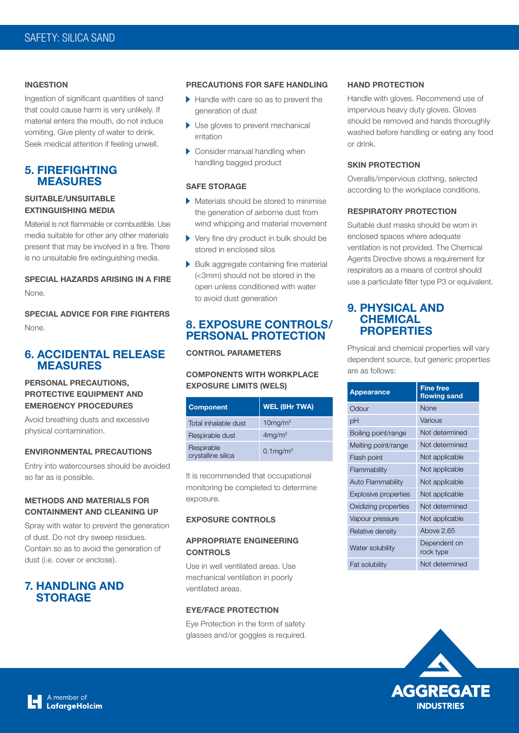### INGESTION

Ingestion of significant quantities of sand that could cause harm is very unlikely. If material enters the mouth, do not induce vomiting. Give plenty of water to drink. Seek medical attention if feeling unwell.

## 5. FIREFIGHTING MEASURES

### SUITABLE/UNSUITABLE EXTINGUISHING MEDIA

Material is not flammable or combustible. Use media suitable for other any other materials present that may be involved in a fire. There is no unsuitable fire extinguishing media.

### SPECIAL HAZARDS ARISING IN A FIRE

None.

### SPECIAL ADVICE FOR FIRE FIGHTERS

None.

## 6. ACCIDENTAL RELEASE MEASURES

### PERSONAL PRECAUTIONS, PROTECTIVE EQUIPMENT AND EMERGENCY PROCEDURES

Avoid breathing dusts and excessive physical contamination.

### ENVIRONMENTAL PRECAUTIONS

Entry into watercourses should be avoided so far as is possible.

### METHODS AND MATERIALS FOR CONTAINMENT AND CLEANING UP

Spray with water to prevent the generation of dust. Do not dry sweep residues. Contain so as to avoid the generation of dust (i.e. cover or enclose).

## 7. HANDLING AND STORAGE

### PRECAUTIONS FOR SAFE HANDLING

- Handle with care so as to prevent the generation of dust
- Use gloves to prevent mechanical irritation
- Consider manual handling when handling bagged product

### SAFE STORAGE

- Materials should be stored to minimise the generation of airborne dust from wind whipping and material movement
- Very fine dry product in bulk should be stored in enclosed silos
- Bulk aggregate containing fine material (<3mm) should not be stored in the open unless conditioned with water to avoid dust generation

## 8. EXPOSURE CONTROLS/ PERSONAL PROTECTION

### CONTROL PARAMETERS

### COMPONENTS WITH WORKPLACE EXPOSURE LIMITS (WELS)

| Component | WEL (8Hr TWA) |
|---|---|
| Total inhalable dust | 10mg/m$^3$ |
| Respirable dust | 4mg/m$^3$ |
| Respirable crystalline silica | 0.1mg/m$^3$ |

It is recommended that occupational monitoring be completed to determine exposure.

### EXPOSURE CONTROLS

### APPROPRIATE ENGINEERING CONTROLS

Use in well ventilated areas. Use mechanical ventilation in poorly ventilated areas.

### EYE/FACE PROTECTION

Eye Protection in the form of safety glasses and/or goggles is required.

### HAND PROTECTION

Handle with gloves. Recommend use of impervious heavy duty gloves. Gloves should be removed and hands thoroughly washed before handling or eating any food or drink.

### SKIN PROTECTION

Overalls/impervious clothing, selected according to the workplace conditions.

### RESPIRATORY PROTECTION

Suitable dust masks should be worn in enclosed spaces where adequate ventilation is not provided. The Chemical Agents Directive shows a requirement for respirators as a means of control should use a particulate filter type P3 or equivalent.

## 9. PHYSICAL AND CHEMICAL PROPERTIES

Physical and chemical properties will vary dependent source, but generic properties are as follows:

| Appearance | Fine free flowing sand |
|---|---|
| Odour | None |
| pH | Various |
| Boiling point/range | Not determined |
| Melting point/range | Not determined |
| Flash point | Not applicable |
| Flammability | Not applicable |
| Auto Flammability | Not applicable |
| Explosive properties | Not applicable |
| Oxidizing properties | Not determined |
| Vapour pressure | Not applicable |
| Relative density | Above 2.65 |
| Water solubility | Dependent on rock type |
| Fat solubility | Not determined |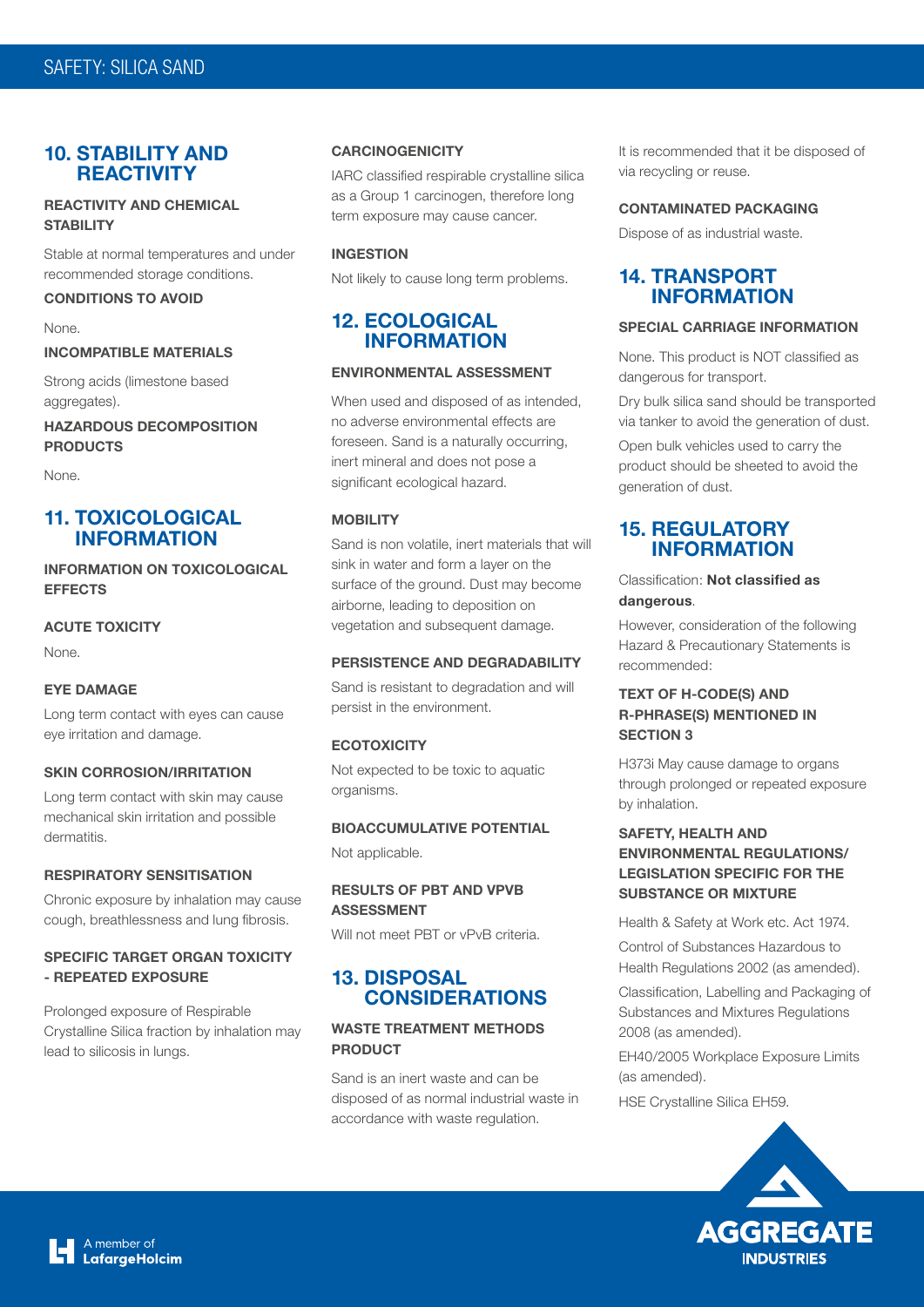## 10. STABILITY AND REACTIVITY

### REACTIVITY AND CHEMICAL STABILITY

Stable at normal temperatures and under recommended storage conditions.

### CONDITIONS TO AVOID

None.

### INCOMPATIBLE MATERIALS

Strong acids (limestone based aggregates).

### HAZARDOUS DECOMPOSITION PRODUCTS

None.

## 11. TOXICOLOGICAL INFORMATION

### INFORMATION ON TOXICOLOGICAL EFFECTS

### ACUTE TOXICITY

None.

### EYE DAMAGE

Long term contact with eyes can cause eye irritation and damage.

### SKIN CORROSION/IRRITATION

Long term contact with skin may cause mechanical skin irritation and possible dermatitis.

### RESPIRATORY SENSITISATION

Chronic exposure by inhalation may cause cough, breathlessness and lung fibrosis.

### SPECIFIC TARGET ORGAN TOXICITY - REPEATED EXPOSURE

Prolonged exposure of Respirable Crystalline Silica fraction by inhalation may lead to silicosis in lungs.

### CARCINOGENICITY

IARC classified respirable crystalline silica as a Group 1 carcinogen, therefore long term exposure may cause cancer.

### INGESTION

Not likely to cause long term problems.

## 12. ECOLOGICAL INFORMATION

### ENVIRONMENTAL ASSESSMENT

When used and disposed of as intended, no adverse environmental effects are foreseen. Sand is a naturally occurring, inert mineral and does not pose a significant ecological hazard.

### MOBILITY

Sand is non volatile, inert materials that will sink in water and form a layer on the surface of the ground. Dust may become airborne, leading to deposition on vegetation and subsequent damage.

### PERSISTENCE AND DEGRADABILITY

Sand is resistant to degradation and will persist in the environment.

### ECOTOXICITY

Not expected to be toxic to aquatic organisms.

### BIOACCUMULATIVE POTENTIAL

Not applicable.

### RESULTS OF PBT AND VPVB ASSESSMENT

Will not meet PBT or vPvB criteria.

## 13. DISPOSAL CONSIDERATIONS

### WASTE TREATMENT METHODS PRODUCT

Sand is an inert waste and can be disposed of as normal industrial waste in accordance with waste regulation.

It is recommended that it be disposed of via recycling or reuse.

### CONTAMINATED PACKAGING

Dispose of as industrial waste.

## 14. TRANSPORT INFORMATION

### SPECIAL CARRIAGE INFORMATION

None. This product is NOT classified as dangerous for transport.

Dry bulk silica sand should be transported via tanker to avoid the generation of dust.

Open bulk vehicles used to carry the product should be sheeted to avoid the generation of dust.

## 15. REGULATORY INFORMATION

Classification: **Not classified as dangerous**.

However, consideration of the following Hazard & Precautionary Statements is recommended:

### TEXT OF H-CODE(S) AND R-PHRASE(S) MENTIONED IN SECTION 3

H373i May cause damage to organs through prolonged or repeated exposure by inhalation.

### SAFETY, HEALTH AND ENVIRONMENTAL REGULATIONS/ LEGISLATION SPECIFIC FOR THE SUBSTANCE OR MIXTURE

Health & Safety at Work etc. Act 1974.

Control of Substances Hazardous to Health Regulations 2002 (as amended).

Classification, Labelling and Packaging of Substances and Mixtures Regulations 2008 (as amended).

EH40/2005 Workplace Exposure Limits (as amended).

HSE Crystalline Silica EH59.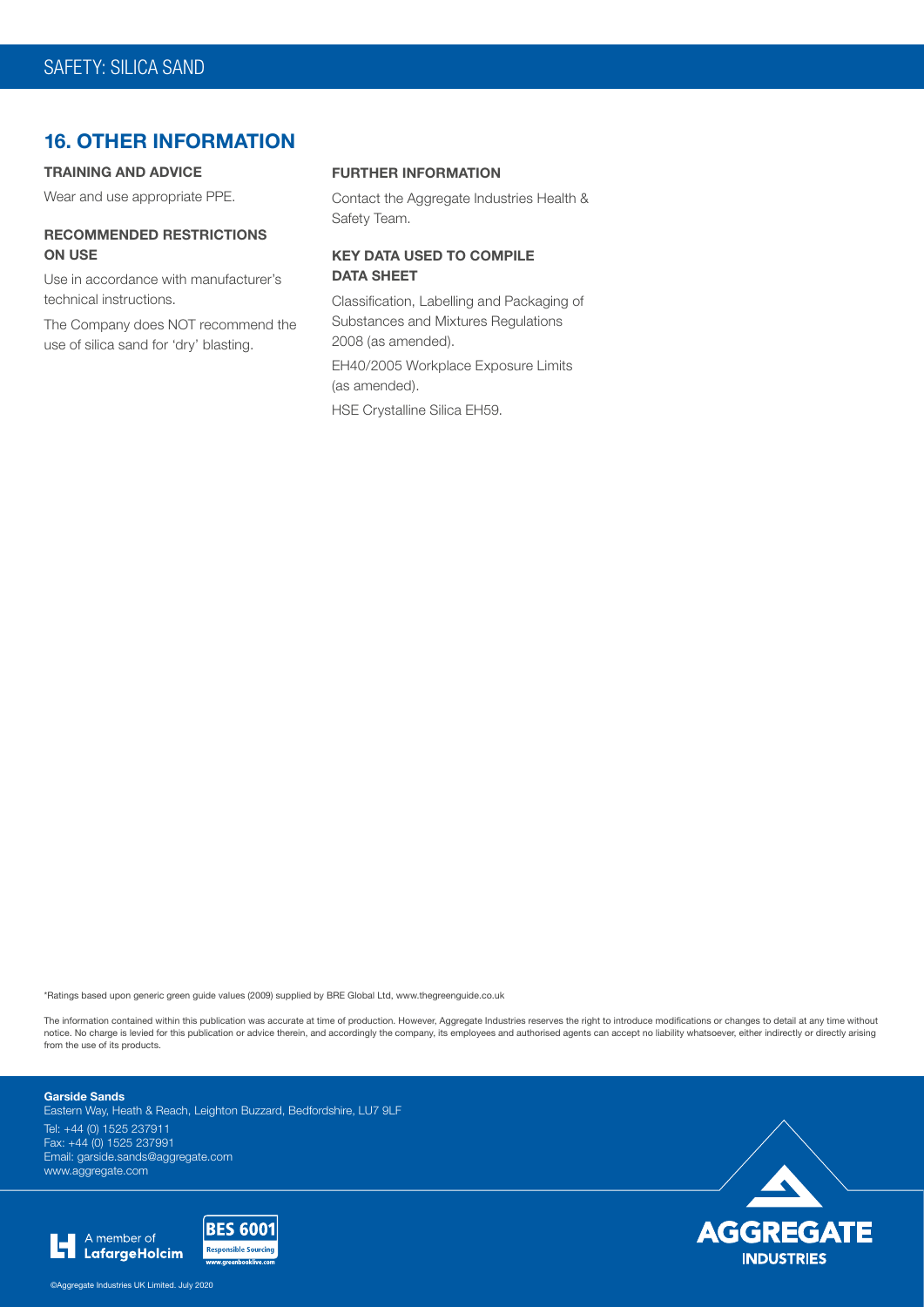## 16. OTHER INFORMATION

### TRAINING AND ADVICE

Wear and use appropriate PPE.

### RECOMMENDED RESTRICTIONS ON USE

Use in accordance with manufacturer's technical instructions.

The Company does NOT recommend the use of silica sand for 'dry' blasting.

### FURTHER INFORMATION

Contact the Aggregate Industries Health & Safety Team.

### KEY DATA USED TO COMPILE DATA SHEET

Classification, Labelling and Packaging of Substances and Mixtures Regulations 2008 (as amended).

EH40/2005 Workplace Exposure Limits (as amended).

HSE Crystalline Silica EH59.

*Ratings based upon generic green guide values (2009) supplied by BRE Global Ltd, www.thegreenguide.co.uk

The information contained within this publication was accurate at time of production. However, Aggregate Industries reserves the right to introduce modifications or changes to detail at any time without notice. No charge is levied for this publication or advice therein, and accordingly the company, its employees and authorised agents can accept no liability whatsoever, either indirectly or directly arising from the use of its products.

**Garside Sands**
Eastern Way, Heath & Reach, Leighton Buzzard, Bedfordshire, LU7 9LF
Tel: +44 (0) 1525 237911
Fax: +44 (0) 1525 237991
Email: garside.sands@aggregate.com
www.aggregate.com

A member of LafargeHolcim

BES 6001 Responsible Sourcing www.greenbooklive.com

AGGREGATE INDUSTRIES

©Aggregate Industries UK Limited. July 2020